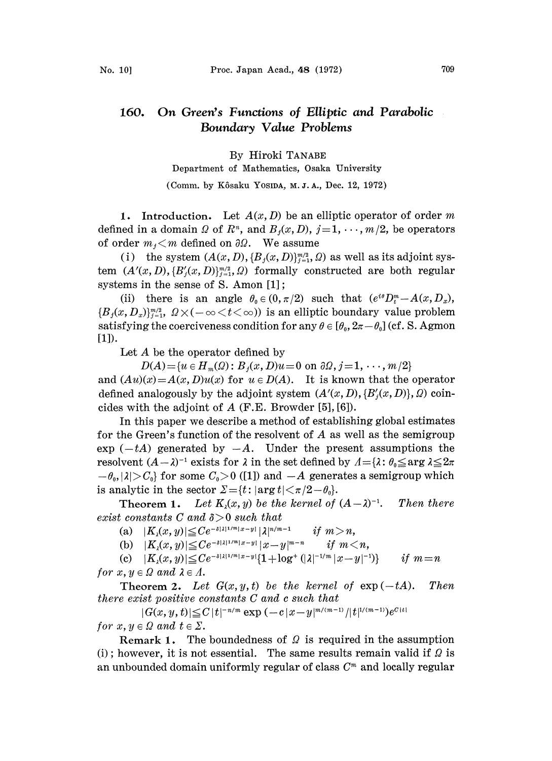# 160. On Green's Functions of Elliptic and Parabolic Boundary Value Problems

By Hiroki TANABE

Department of Mathematics, Osaka University

(Comm. by Kôsaku YOSIDA, M. J. A., Dec. 12, 1972)

**1. Introduction.** Let $A(x, D)$ be an elliptic operator of order $m$ defined in a domain $\Omega$ of $R^n$, and $B_j(x, D)$, $j=1, \cdots, m/2$, be operators of order $m_j<m$ defined on $\partial\Omega$. We assume

(i) the system $(A(x, D), \{B_j(x, D)\}_{j=1}^{m/2}, \Omega)$ as well as its adjoint system $(A'(x, D), \{B'_j(x, D)\}_{j=1}^{m/2}, \Omega)$ formally constructed are both regular systems in the sense of S. Amon [1];

(ii) there is an angle $\theta_0 \in (0, \pi/2)$ such that $(e^{i\theta}D_t^m - A(x, D_x)$, $\{B_j(x, D_x)\}_{j=1}^{m/2}$, $\Omega \times (-\infty<t<\infty))$ is an elliptic boundary value problem satisfying the coerciveness condition for any $\theta \in [\theta_0, 2\pi-\theta_0]$ (cf. S. Agmon [1]).

Let $A$ be the operator defined by

$$D(A)=\{u \in H_m(\Omega): B_j(x, D)u=0 \text{ on } \partial\Omega, j=1, \cdots, m/2\}$$

and $(Au)(x)=A(x, D)u(x)$ for $u \in D(A)$. It is known that the operator defined analogously by the adjoint system $(A'(x, D), \{B'_j(x, D)\}, \Omega)$ coincides with the adjoint of $A$ (F.E. Browder [5], [6]).

In this paper we describe a method of establishing global estimates for the Green's function of the resolvent of $A$ as well as the semigroup $\exp(-tA)$ generated by $-A$. Under the present assumptions the resolvent $(A-\lambda)^{-1}$ exists for $\lambda$ in the set defined by $\Lambda=\{\lambda: \theta_0 \leqq \arg \lambda \leqq 2\pi-\theta_0, |\lambda|>C_0\}$ for some $C_0>0$ ([1]) and $-A$ generates a semigroup which is analytic in the sector $\Sigma=\{t: |\arg t|<\pi/2-\theta_0\}$.

**Theorem 1.** *Let $K_\lambda(x, y)$ be the kernel of $(A-\lambda)^{-1}$. Then there exist constants $C$ and $\delta>0$ such that*

(a) $|K_\lambda(x, y)| \leqq Ce^{-\delta|\lambda|^{1/m}|x-y|}|\lambda|^{n/m-1}$ *if* $m>n$,

(b) $|K_\lambda(x, y)| \leqq Ce^{-\delta|\lambda|^{1/m}|x-y|}|x-y|^{m-n}$ *if* $m<n$,

(c) $|K_\lambda(x, y)| \leqq Ce^{-\delta|\lambda|^{1/m}|x-y|}\{1+\log^+(|\lambda|^{-1/m}|x-y|^{-1})\}$ *if* $m=n$

*for $x, y \in \Omega$ and $\lambda \in \Lambda$.*

**Theorem 2.** *Let $G(x, y, t)$ be the kernel of $\exp(-tA)$. Then there exist positive constants $C$ and $c$ such that*

$$|G(x, y, t)| \leqq C|t|^{-n/m}\exp(-c|x-y|^{m/(m-1)}/|t|^{1/(m-1)})e^{C|t|}$$

*for $x, y \in \Omega$ and $t \in \Sigma$.*

**Remark 1.** The boundedness of $\Omega$ is required in the assumption (i); however, it is not essential. The same results remain valid if $\Omega$ is an unbounded domain uniformly regular of class $C^m$ and locally regular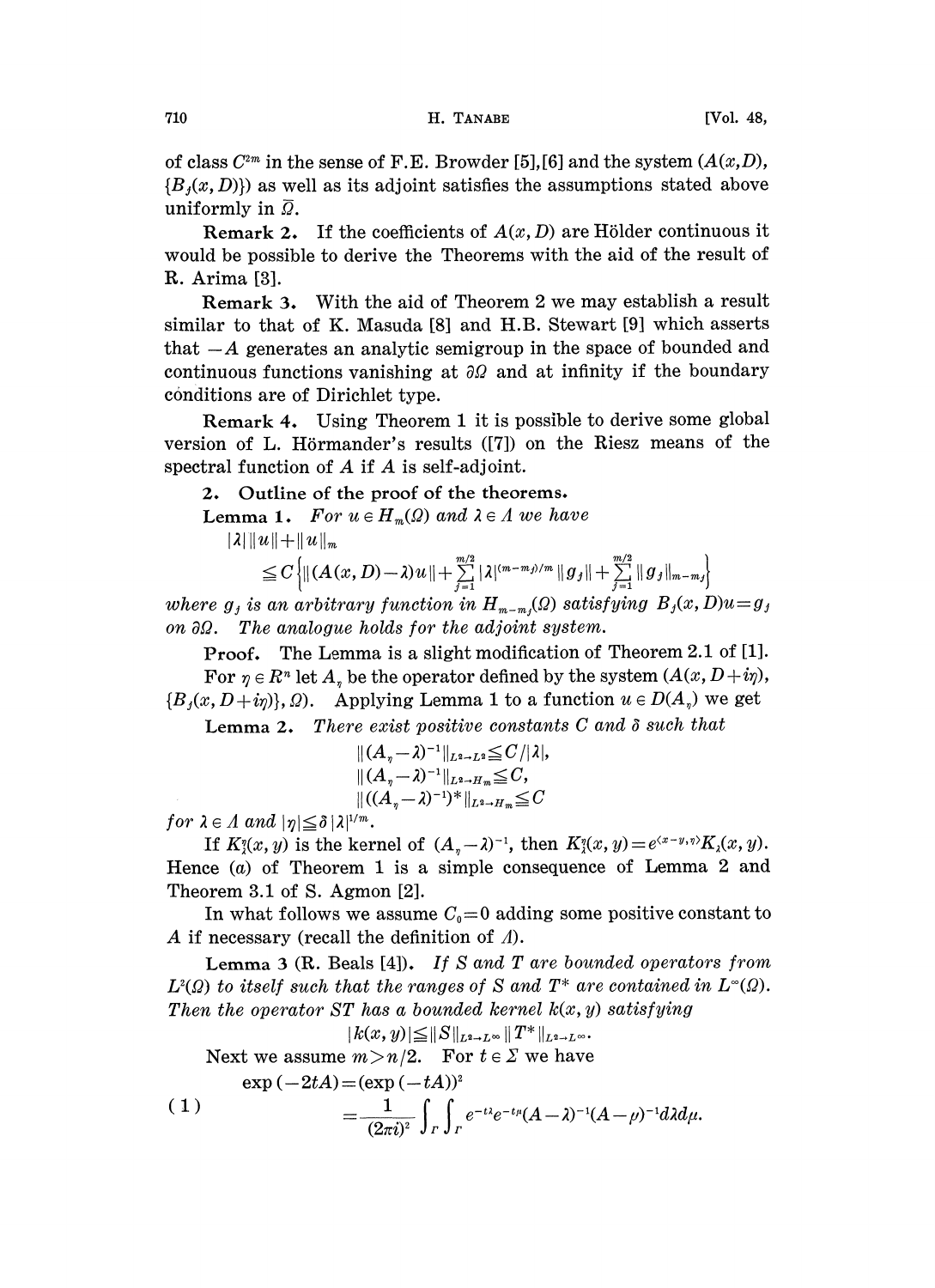of class $C^{2m}$ in the sense of F.E. Browder [5],[6] and the system $(A(x,D), \{B_j(x,D)\})$ as well as its adjoint satisfies the assumptions stated above uniformly in $\bar{\Omega}$.

**Remark 2.** If the coefficients of $A(x,D)$ are Hölder continuous it would be possible to derive the Theorems with the aid of the result of R. Arima [3].

**Remark 3.** With the aid of Theorem 2 we may establish a result similar to that of K. Masuda [8] and H.B. Stewart [9] which asserts that $-A$ generates an analytic semigroup in the space of bounded and continuous functions vanishing at $\partial\Omega$ and at infinity if the boundary conditions are of Dirichlet type.

**Remark 4.** Using Theorem 1 it is possible to derive some global version of L. Hörmander's results ([7]) on the Riesz means of the spectral function of $A$ if $A$ is self-adjoint.

## 2. Outline of the proof of the theorems.

**Lemma 1.** *For $u \in H_m(\Omega)$ and $\lambda \in \Lambda$ we have*

$$|\lambda| \|u\| + \|u\|_m \leq C\left\{\|(A(x,D)-\lambda)u\| + \sum_{j=1}^{m/2} |\lambda|^{(m-m_j)/m} \|g_j\| + \sum_{j=1}^{m/2} \|g_j\|_{m-m_j}\right\}$$

*where $g_j$ is an arbitrary function in $H_{m-m_j}(\Omega)$ satisfying $B_j(x,D)u = g_j$ on $\partial\Omega$. The analogue holds for the adjoint system.*

*Proof.* The Lemma is a slight modification of Theorem 2.1 of [1].

For $\eta \in R^n$ let $A_\eta$ be the operator defined by the system $(A(x, D+i\eta), \{B_j(x, D+i\eta)\}, \Omega)$. Applying Lemma 1 to a function $u \in D(A_\eta)$ we get

**Lemma 2.** *There exist positive constants $C$ and $\delta$ such that*

$$\|(A_\eta - \lambda)^{-1}\|_{L^2 \to L^2} \leq C/|\lambda|,$$
$$\|(A_\eta - \lambda)^{-1}\|_{L^2 \to H_m} \leq C,$$
$$\|((A_\eta - \lambda)^{-1})^*\|_{L^2 \to H_m} \leq C$$

*for $\lambda \in \Lambda$ and $|\eta| \leq \delta |\lambda|^{1/m}$.*

If $K_\lambda^\eta(x,y)$ is the kernel of $(A_\eta - \lambda)^{-1}$, then $K_\lambda^\eta(x,y) = e^{\langle x-y, \eta\rangle} K_\lambda(x,y)$. Hence (*a*) of Theorem 1 is a simple consequence of Lemma 2 and Theorem 3.1 of S. Agmon [2].

In what follows we assume $C_0 = 0$ adding some positive constant to $A$ if necessary (recall the definition of $\Lambda$).

**Lemma 3** (R. Beals [4]). *If $S$ and $T$ are bounded operators from $L^2(\Omega)$ to itself such that the ranges of $S$ and $T^*$ are contained in $L^\infty(\Omega)$. Then the operator $ST$ has a bounded kernel $k(x,y)$ satisfying*

$$|k(x,y)| \leq \|S\|_{L^2 \to L^\infty} \|T^*\|_{L^2 \to L^\infty}.$$

Next we assume $m > n/2$. For $t \in \Sigma$ we have

$$\exp(-2tA) = (\exp(-tA))^2$$
$$= \frac{1}{(2\pi i)^2} \int_\Gamma \int_\Gamma e^{-t\lambda} e^{-t\mu} (A-\lambda)^{-1} (A-\mu)^{-1} d\lambda d\mu. \tag{1}$$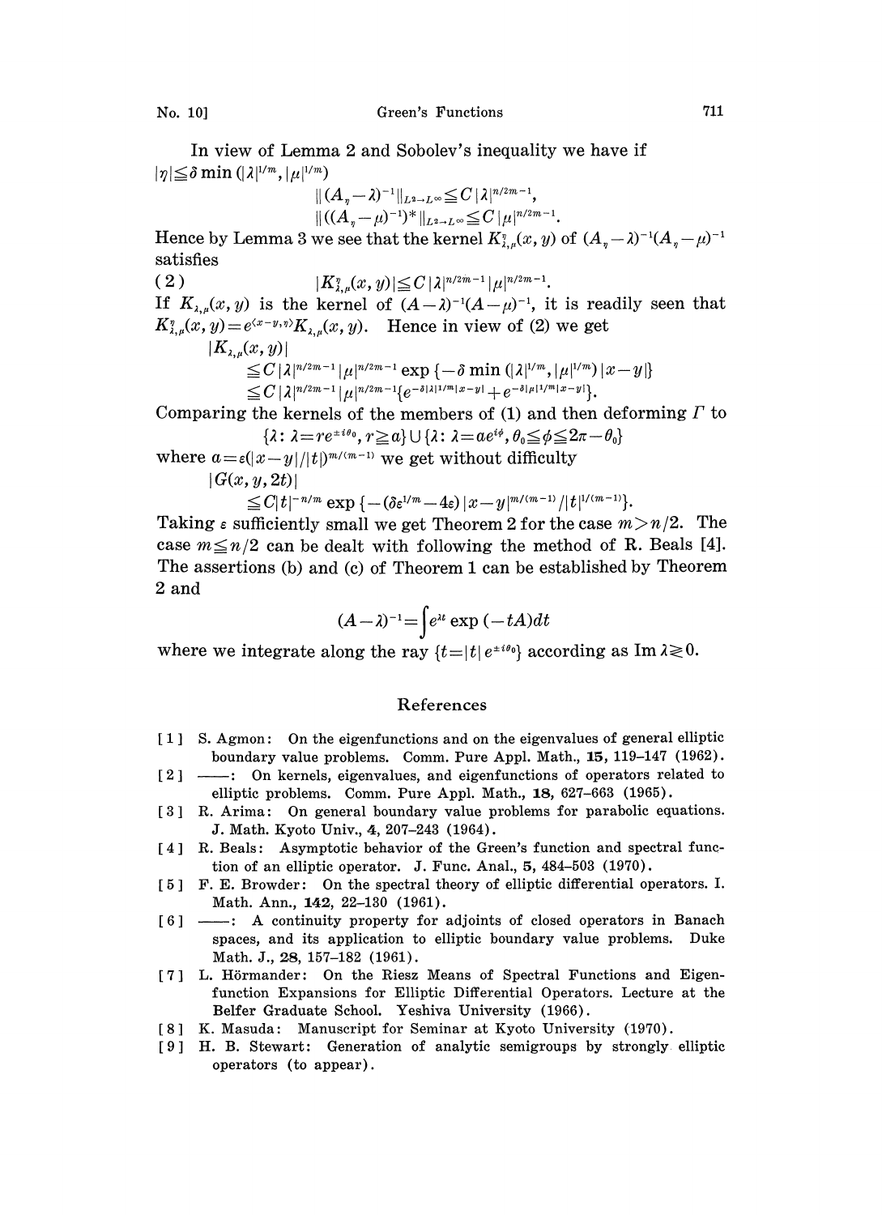In view of Lemma 2 and Sobolev's inequality we have if $|\eta|\leqq\delta\min(|\lambda|^{1/m},|\mu|^{1/m})$

$$\|(A_\eta-\lambda)^{-1}\|_{L^2\to L^\infty}\leqq C|\lambda|^{n/2m-1},$$

$$\|((A_\eta-\mu)^{-1})^*\|_{L^2\to L^\infty}\leqq C|\mu|^{n/2m-1}.$$

Hence by Lemma 3 we see that the kernel $K^\eta_{\lambda,\mu}(x,y)$ of $(A_\eta-\lambda)^{-1}(A_\eta-\mu)^{-1}$ satisfies

$$|K^\eta_{\lambda,\mu}(x,y)|\leqq C|\lambda|^{n/2m-1}|\mu|^{n/2m-1}. \tag{2}$$

If $K_{\lambda,\mu}(x,y)$ is the kernel of $(A-\lambda)^{-1}(A-\mu)^{-1}$, it is readily seen that $K^\eta_{\lambda,\mu}(x,y)=e^{\langle x-y,\eta\rangle}K_{\lambda,\mu}(x,y)$. Hence in view of (2) we get

$$\begin{aligned}&|K_{\lambda,\mu}(x,y)|\\&\leqq C|\lambda|^{n/2m-1}|\mu|^{n/2m-1}\exp\{-\delta\min(|\lambda|^{1/m},|\mu|^{1/m})|x-y|\}\\&\leqq C|\lambda|^{n/2m-1}|\mu|^{n/2m-1}\{e^{-\delta|\lambda|^{1/m}|x-y|}+e^{-\delta|\mu|^{1/m}|x-y|}\}.\end{aligned}$$

Comparing the kernels of the members of (1) and then deforming $\Gamma$ to

$$\{\lambda:\lambda=re^{\pm i\theta_0},r\geqq a\}\cup\{\lambda:\lambda=ae^{i\phi},\theta_0\leqq\phi\leqq 2\pi-\theta_0\}$$

where $a=\varepsilon(|x-y|/|t|)^{m/(m-1)}$ we get without difficulty

$$\begin{aligned}&|G(x,y,2t)|\\&\leqq C|t|^{-n/m}\exp\{-(\delta\varepsilon^{1/m}-4\varepsilon)|x-y|^{m/(m-1)}/|t|^{1/(m-1)}\}.\end{aligned}$$

Taking $\varepsilon$ sufficiently small we get Theorem 2 for the case $m>n/2$. The case $m\leqq n/2$ can be dealt with following the method of R. Beals [4]. The assertions (b) and (c) of Theorem 1 can be established by Theorem 2 and

$$(A-\lambda)^{-1}=\int e^{\lambda t}\exp(-tA)dt$$

where we integrate along the ray $\{t=|t|e^{\pm i\theta_0}\}$ according as $\operatorname{Im}\lambda\gtrless 0$.

## References

[1] S. Agmon: On the eigenfunctions and on the eigenvalues of general elliptic boundary value problems. Comm. Pure Appl. Math., **15**, 119–147 (1962).

[2] ——: On kernels, eigenvalues, and eigenfunctions of operators related to elliptic problems. Comm. Pure Appl. Math., **18**, 627–663 (1965).

[3] R. Arima: On general boundary value problems for parabolic equations. J. Math. Kyoto Univ., **4**, 207–243 (1964).

[4] R. Beals: Asymptotic behavior of the Green's function and spectral function of an elliptic operator. J. Func. Anal., **5**, 484–503 (1970).

[5] F. E. Browder: On the spectral theory of elliptic differential operators. I. Math. Ann., **142**, 22–130 (1961).

[6] ——: A continuity property for adjoints of closed operators in Banach spaces, and its application to elliptic boundary value problems. Duke Math. J., **28**, 157–182 (1961).

[7] L. Hörmander: On the Riesz Means of Spectral Functions and Eigenfunction Expansions for Elliptic Differential Operators. Lecture at the Belfer Graduate School. Yeshiva University (1966).

[8] K. Masuda: Manuscript for Seminar at Kyoto University (1970).

[9] H. B. Stewart: Generation of analytic semigroups by strongly elliptic operators (to appear).